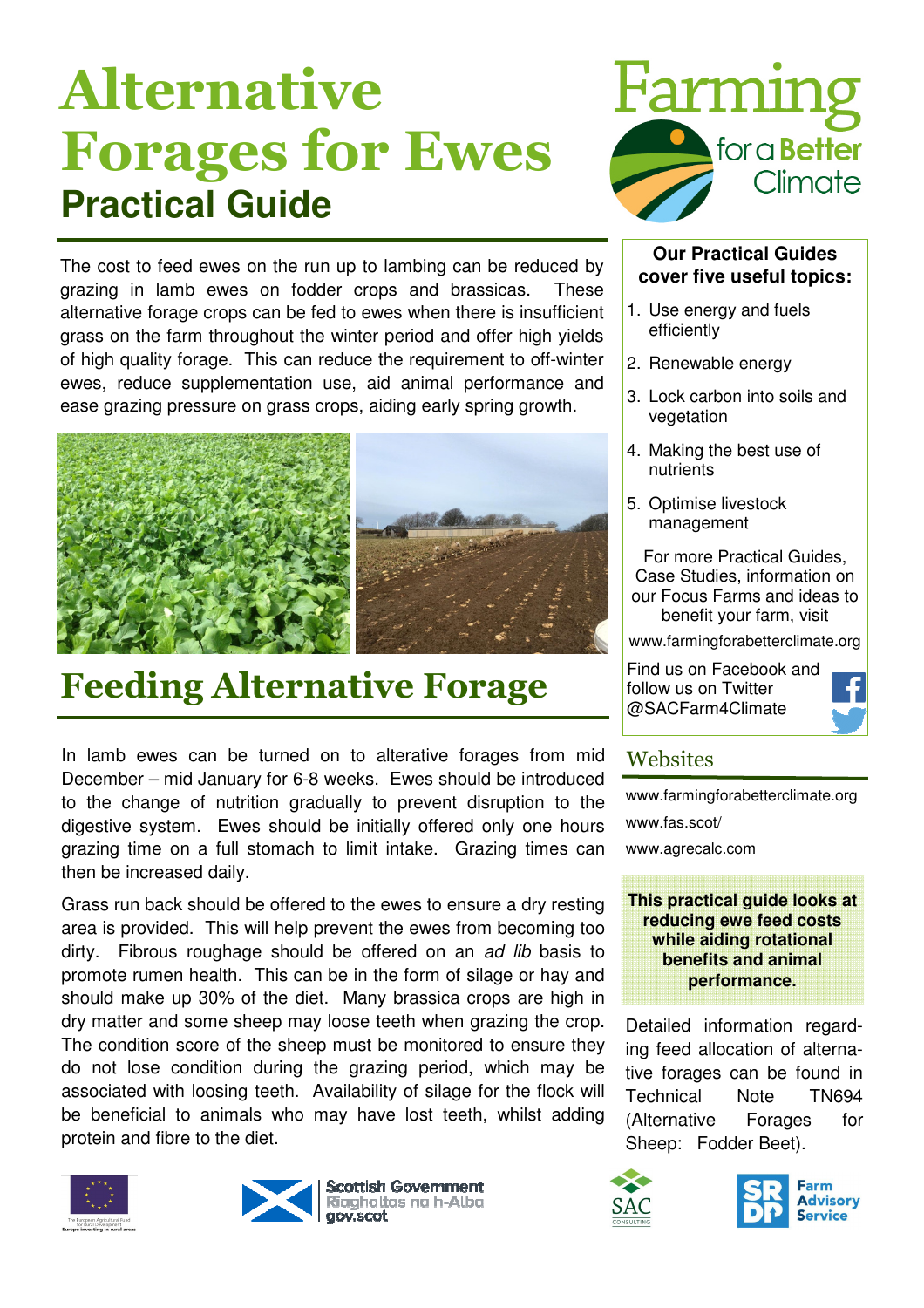# Alternative Forages for Ewes

## Practical Guide

The cost to feed ewes on the run up to lambing can be reduced by grazing in lamb ewes on fodder crops and brassicas. These alternative forage crops can be fed to ewes when there is insufficient grass on the farm throughout the winter period and offer high yields of high quality forage. This can reduce the requirement to off-winter ewes, reduce supplementation use, aid animal performance and ease grazing pressure on grass crops, aiding early spring growth.

## Feeding Alternative Forage

In lamb ewes can be turned on to alterative forages from mid December – mid January for 6-8 weeks. Ewes should be introduced to the change of nutrition gradually to prevent disruption to the digestive system. Ewes should be initially offered only one hours grazing time on a full stomach to limit intake. Grazing times can then be increased daily.

Grass run back should be offered to the ewes to ensure a dry resting area is provided. This will help prevent the ewes from becoming too dirty. Fibrous roughage should be offered on an *ad lib* basis to promote rumen health. This can be in the form of silage or hay and should make up 30% of the diet. Many brassica crops are high in dry matter and some sheep may loose teeth when grazing the crop. The condition score of the sheep must be monitored to ensure they do not lose condition during the grazing period, which may be associated with loosing teeth. Availability of silage for the flock will be beneficial to animals who may have lost teeth, whilst adding protein and fibre to the diet.

**Our Practical Guides cover five useful topics:**

1. Use energy and fuels efficiently
2. Renewable energy
3. Lock carbon into soils and vegetation
4. Making the best use of nutrients
5. Optimise livestock management

For more Practical Guides, Case Studies, information on our Focus Farms and ideas to benefit your farm, visit

www.farmingforabetterclimate.org

Find us on Facebook and follow us on Twitter @SACFarm4Climate

## Websites

www.farmingforabetterclimate.org

www.fas.scot/

www.agrecalc.com

**This practical guide looks at reducing ewe feed costs while aiding rotational benefits and animal performance.**

Detailed information regarding feed allocation of alternative forages can be found in Technical Note TN694 (Alternative Forages for Sheep: Fodder Beet).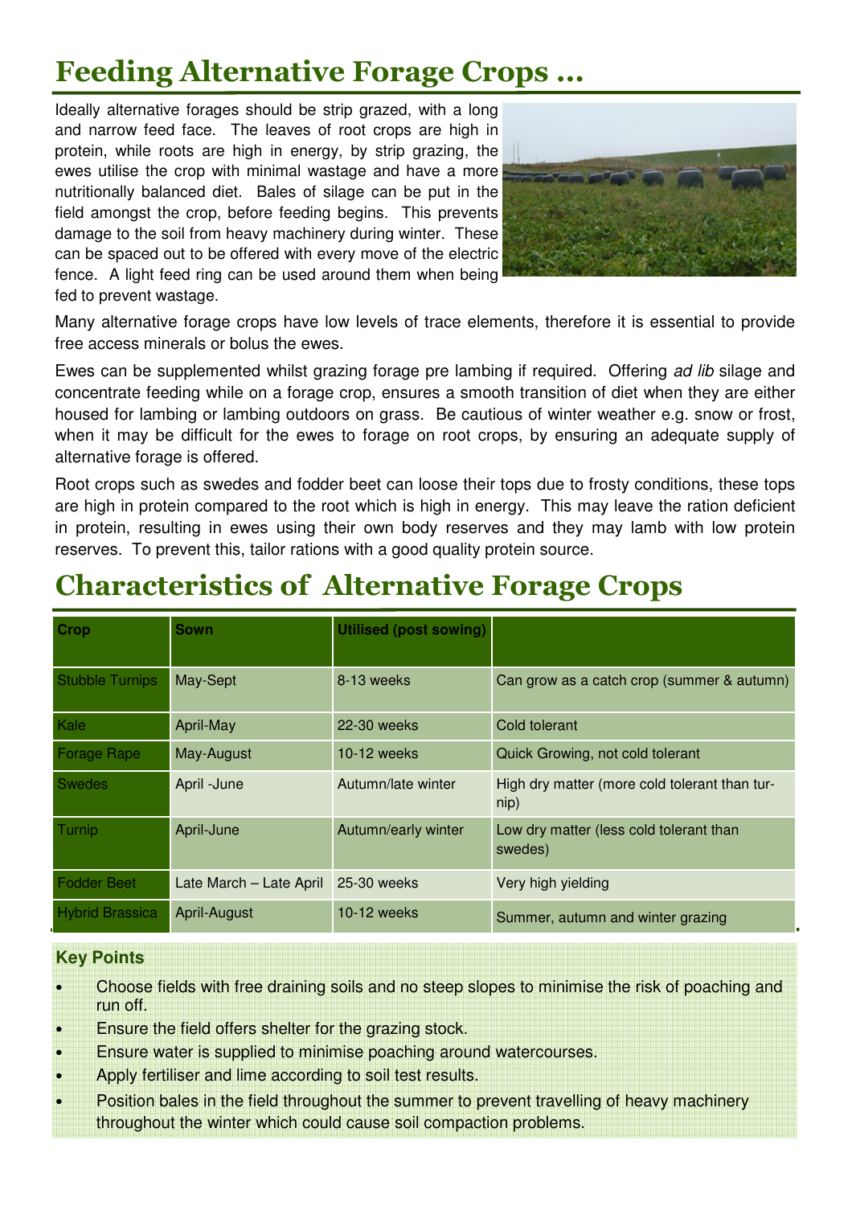# Feeding Alternative Forage Crops …

Ideally alternative forages should be strip grazed, with a long and narrow feed face. The leaves of root crops are high in protein, while roots are high in energy, by strip grazing, the ewes utilise the crop with minimal wastage and have a more nutritionally balanced diet. Bales of silage can be put in the field amongst the crop, before feeding begins. This prevents damage to the soil from heavy machinery during winter. These can be spaced out to be offered with every move of the electric fence. A light feed ring can be used around them when being fed to prevent wastage.

Many alternative forage crops have low levels of trace elements, therefore it is essential to provide free access minerals or bolus the ewes.

Ewes can be supplemented whilst grazing forage pre lambing if required. Offering *ad lib* silage and concentrate feeding while on a forage crop, ensures a smooth transition of diet when they are either housed for lambing or lambing outdoors on grass. Be cautious of winter weather e.g. snow or frost, when it may be difficult for the ewes to forage on root crops, by ensuring an adequate supply of alternative forage is offered.

Root crops such as swedes and fodder beet can loose their tops due to frosty conditions, these tops are high in protein compared to the root which is high in energy. This may leave the ration deficient in protein, resulting in ewes using their own body reserves and they may lamb with low protein reserves. To prevent this, tailor rations with a good quality protein source.

# Characteristics of Alternative Forage Crops

| Crop | Sown | Utilised (post sowing) | |
|---|---|---|---|
| Stubble Turnips | May-Sept | 8-13 weeks | Can grow as a catch crop (summer & autumn) |
| Kale | April-May | 22-30 weeks | Cold tolerant |
| Forage Rape | May-August | 10-12 weeks | Quick Growing, not cold tolerant |
| Swedes | April -June | Autumn/late winter | High dry matter (more cold tolerant than turnip) |
| Turnip | April-June | Autumn/early winter | Low dry matter (less cold tolerant than swedes) |
| Fodder Beet | Late March – Late April | 25-30 weeks | Very high yielding |
| Hybrid Brassica | April-August | 10-12 weeks | Summer, autumn and winter grazing |

**Key Points**

- Choose fields with free draining soils and no steep slopes to minimise the risk of poaching and run off.
- Ensure the field offers shelter for the grazing stock.
- Ensure water is supplied to minimise poaching around watercourses.
- Apply fertiliser and lime according to soil test results.
- Position bales in the field throughout the summer to prevent travelling of heavy machinery throughout the winter which could cause soil compaction problems.